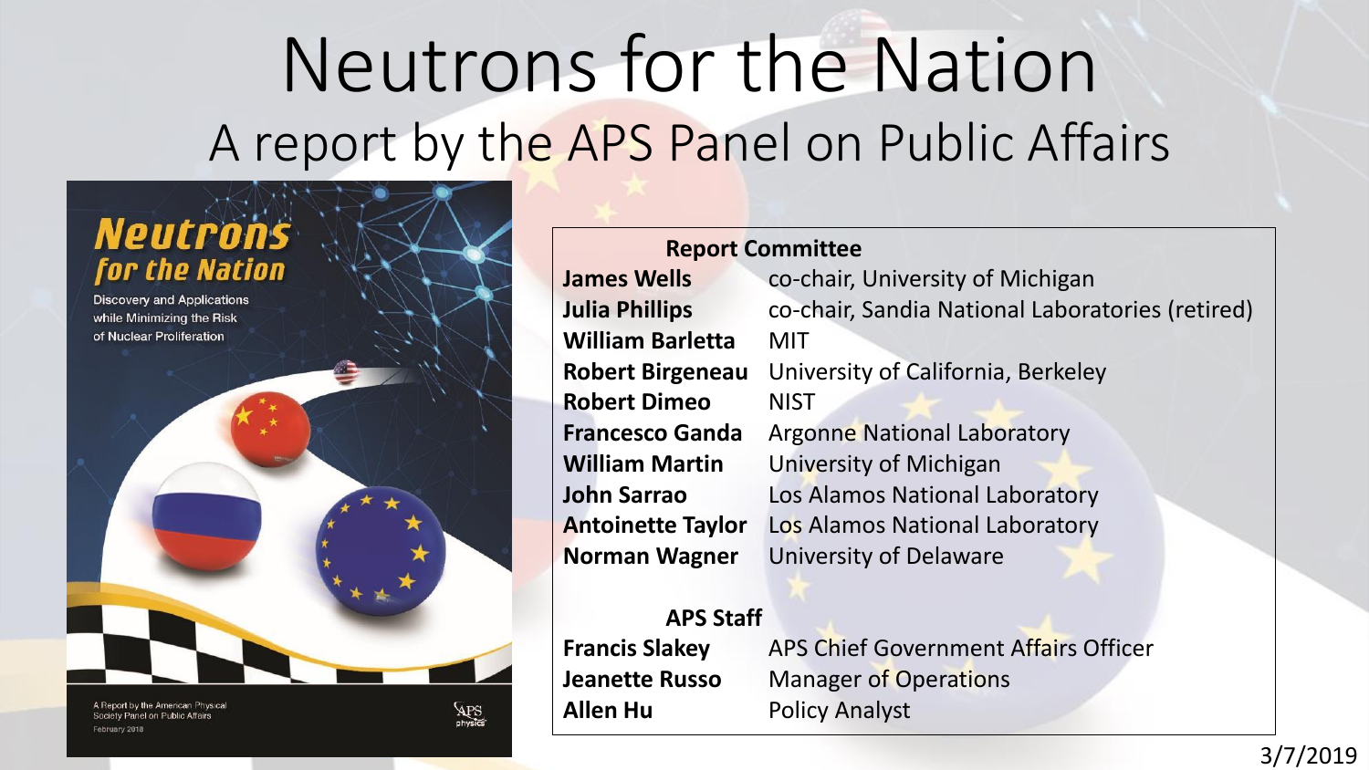# Neutrons for the Nation

## A report by the APS Panel on Public Affairs

**Neutrons for the Nation**

Discovery and Applications while Minimizing the Risk of Nuclear Proliferation

A Report by the American Physical Society Panel on Public Affairs
February 2018

| Report Committee | |
|---|---|
| **James Wells** | co-chair, University of Michigan |
| **Julia Phillips** | co-chair, Sandia National Laboratories (retired) |
| **William Barletta** | MIT |
| **Robert Birgeneau** | University of California, Berkeley |
| **Robert Dimeo** | NIST |
| **Francesco Ganda** | Argonne National Laboratory |
| **William Martin** | University of Michigan |
| **John Sarrao** | Los Alamos National Laboratory |
| **Antoinette Taylor** | Los Alamos National Laboratory |
| **Norman Wagner** | University of Delaware |

| APS Staff | |
|---|---|
| **Francis Slakey** | APS Chief Government Affairs Officer |
| **Jeanette Russo** | Manager of Operations |
| **Allen Hu** | Policy Analyst |

3/7/2019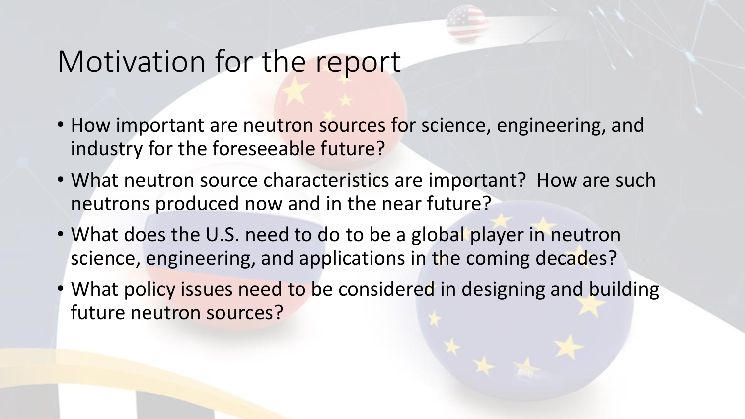# Motivation for the report

- How important are neutron sources for science, engineering, and industry for the foreseeable future?
- What neutron source characteristics are important? How are such neutrons produced now and in the near future?
- What does the U.S. need to do to be a global player in neutron science, engineering, and applications in the coming decades?
- What policy issues need to be considered in designing and building future neutron sources?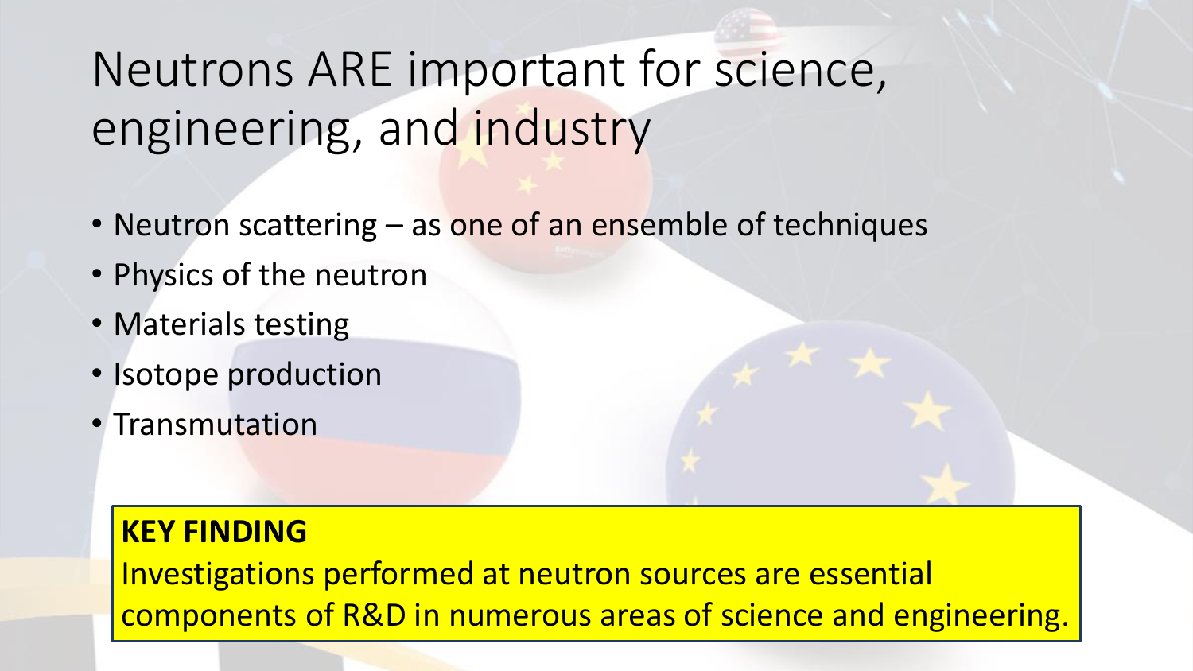# Neutrons ARE important for science, engineering, and industry

- Neutron scattering – as one of an ensemble of techniques
- Physics of the neutron
- Materials testing
- Isotope production
- Transmutation

**KEY FINDING**

Investigations performed at neutron sources are essential components of R&D in numerous areas of science and engineering.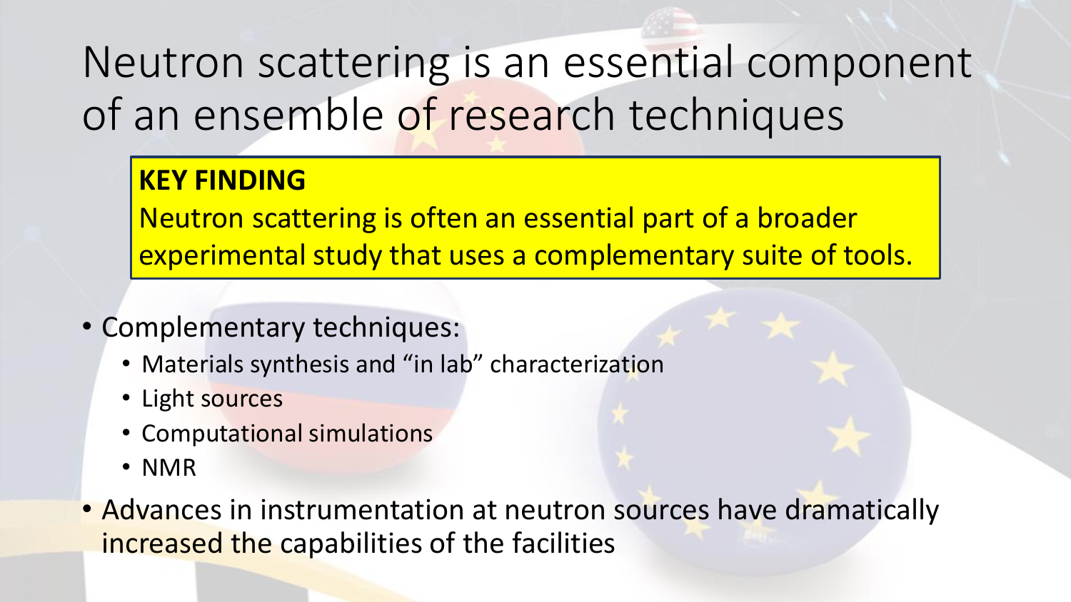# Neutron scattering is an essential component of an ensemble of research techniques

**KEY FINDING**

Neutron scattering is often an essential part of a broader experimental study that uses a complementary suite of tools.

- Complementary techniques:
  - Materials synthesis and "in lab" characterization
  - Light sources
  - Computational simulations
  - NMR
- Advances in instrumentation at neutron sources have dramatically increased the capabilities of the facilities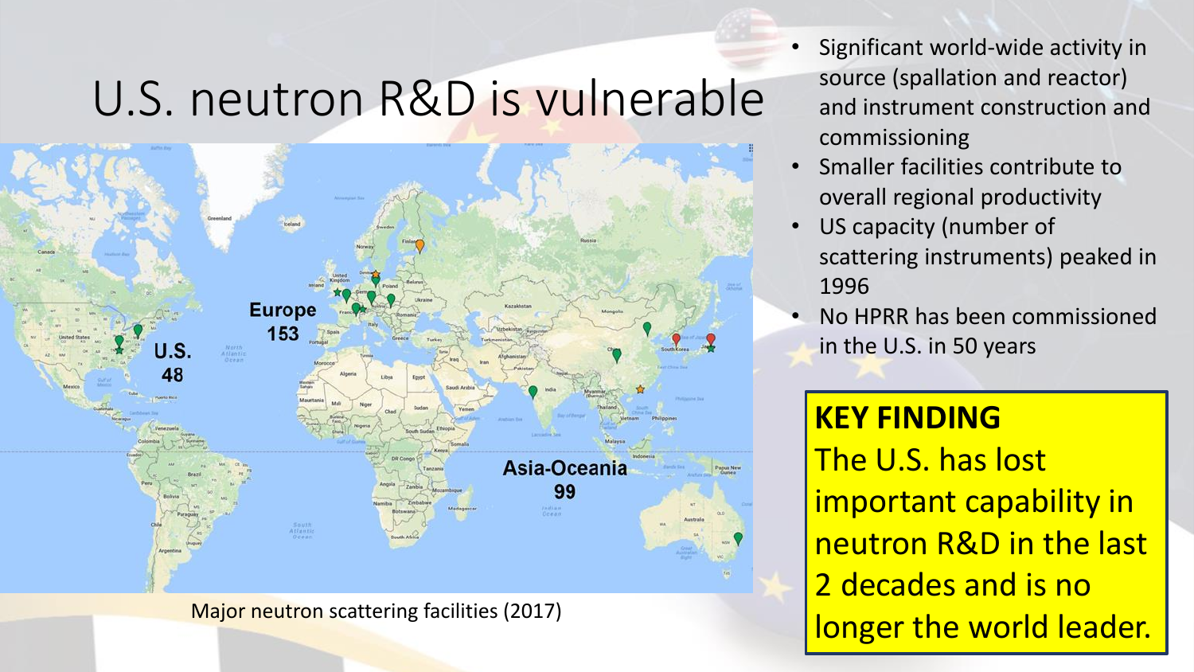# U.S. neutron R&D is vulnerable

U.S. 48

Europe 153

Asia-Oceania 99

Major neutron scattering facilities (2017)

- Significant world-wide activity in source (spallation and reactor) and instrument construction and commissioning
- Smaller facilities contribute to overall regional productivity
- US capacity (number of scattering instruments) peaked in 1996
- No HPRR has been commissioned in the U.S. in 50 years

**KEY FINDING**

The U.S. has lost important capability in neutron R&D in the last 2 decades and is no longer the world leader.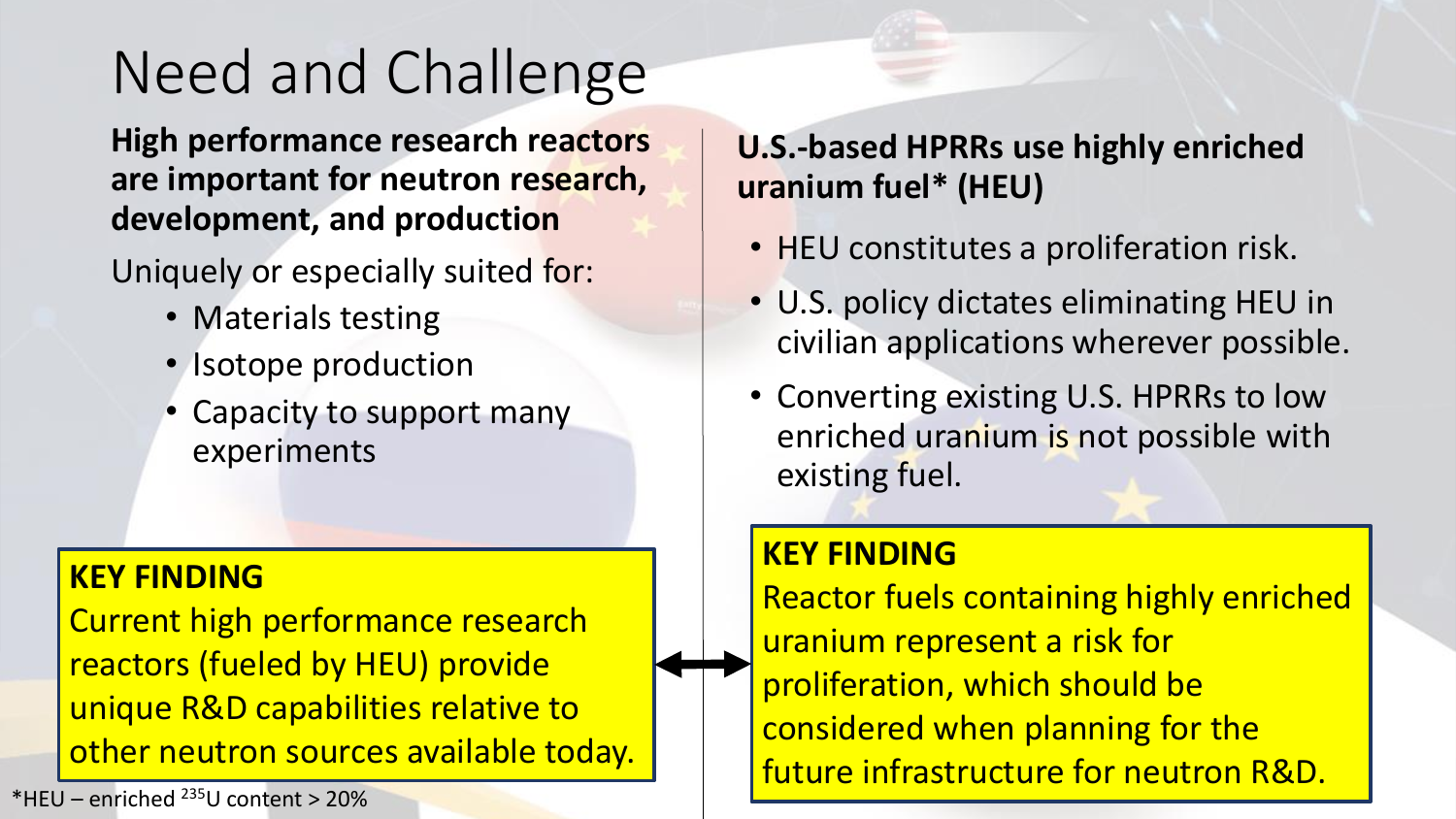# Need and Challenge

**High performance research reactors are important for neutron research, development, and production**

Uniquely or especially suited for:

- Materials testing
- Isotope production
- Capacity to support many experiments

**KEY FINDING**

Current high performance research reactors (fueled by HEU) provide unique R&D capabilities relative to other neutron sources available today.

**U.S.-based HPRRs use highly enriched uranium fuel* (HEU)**

- HEU constitutes a proliferation risk.
- U.S. policy dictates eliminating HEU in civilian applications wherever possible.
- Converting existing U.S. HPRRs to low enriched uranium is not possible with existing fuel.

**KEY FINDING**

Reactor fuels containing highly enriched uranium represent a risk for proliferation, which should be considered when planning for the future infrastructure for neutron R&D.

*HEU – enriched $^{235}U$ content > 20%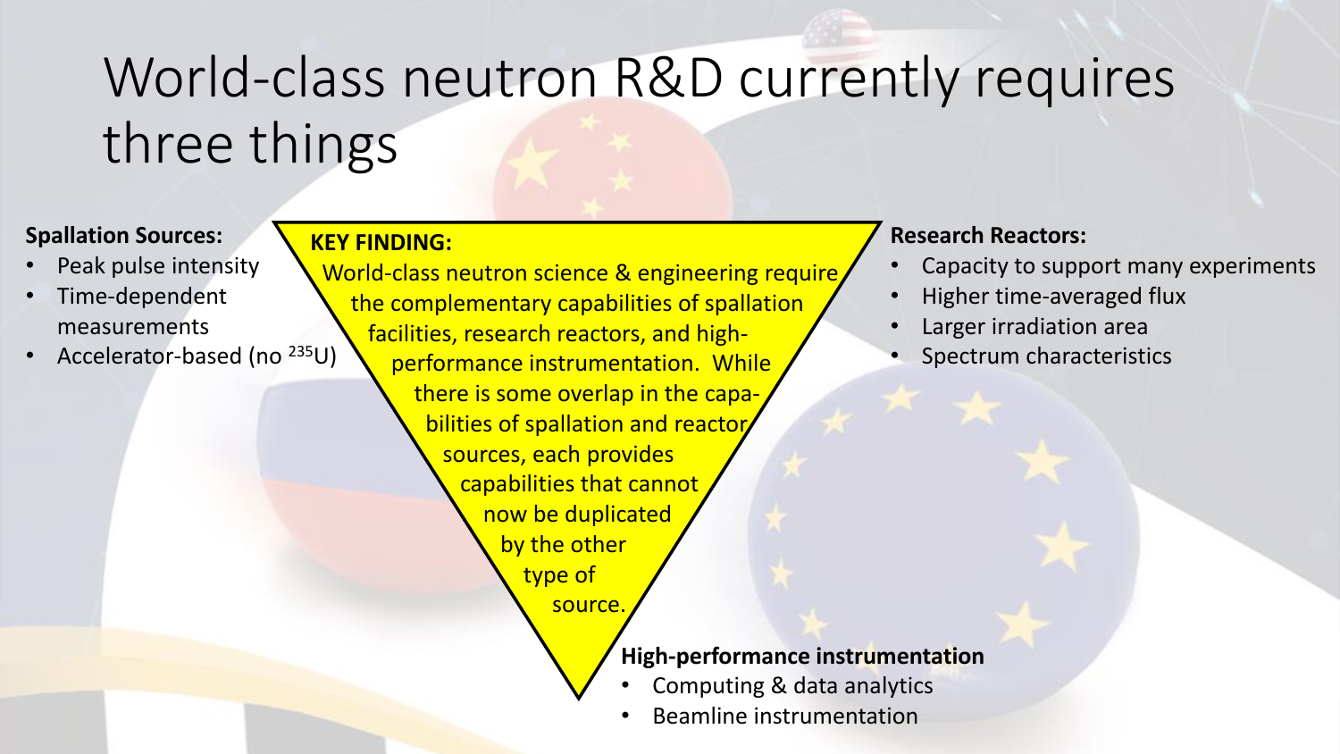# World-class neutron R&D currently requires three things

**Spallation Sources:**

- Peak pulse intensity
- Time-dependent measurements
- Accelerator-based (no $^{235}U$)

**KEY FINDING:**

World-class neutron science & engineering require the complementary capabilities of spallation facilities, research reactors, and high-performance instrumentation. While there is some overlap in the capabilities of spallation and reactor sources, each provides capabilities that cannot now be duplicated by the other type of source.

**Research Reactors:**

- Capacity to support many experiments
- Higher time-averaged flux
- Larger irradiation area
- Spectrum characteristics

**High-performance instrumentation**

- Computing & data analytics
- Beamline instrumentation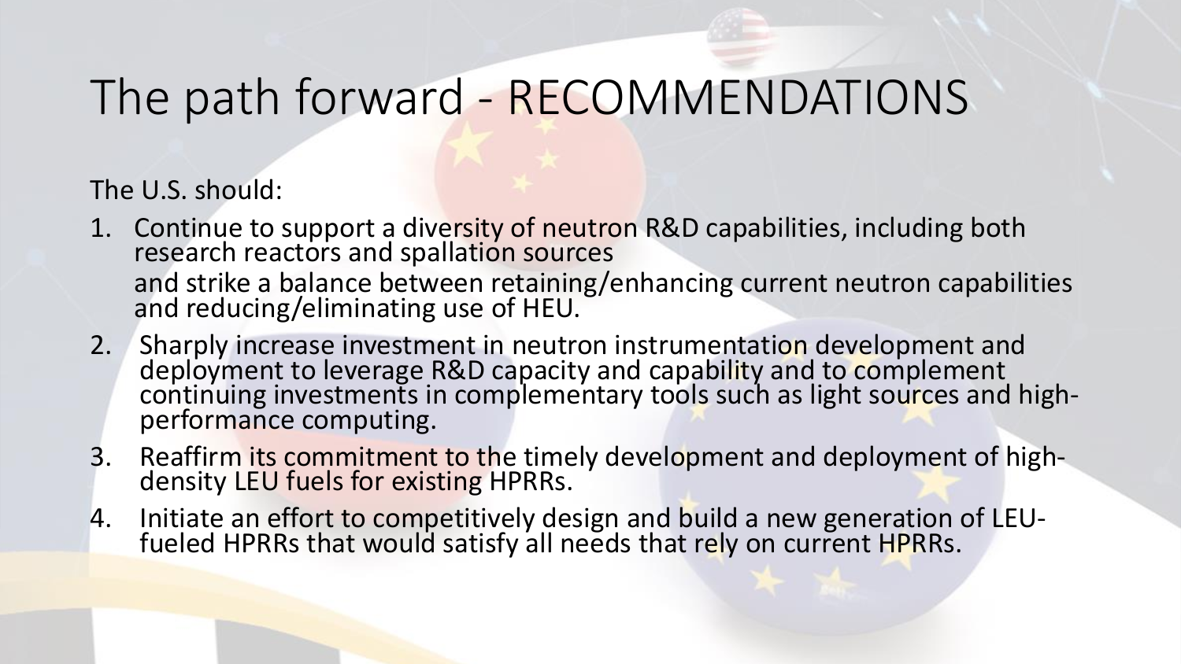# The path forward - RECOMMENDATIONS

The U.S. should:

1. Continue to support a diversity of neutron R&D capabilities, including both research reactors and spallation sources

   and strike a balance between retaining/enhancing current neutron capabilities and reducing/eliminating use of HEU.
2. Sharply increase investment in neutron instrumentation development and deployment to leverage R&D capacity and capability and to complement continuing investments in complementary tools such as light sources and high-performance computing.
3. Reaffirm its commitment to the timely development and deployment of high-density LEU fuels for existing HPRRs.
4. Initiate an effort to competitively design and build a new generation of LEU-fueled HPRRs that would satisfy all needs that rely on current HPRRs.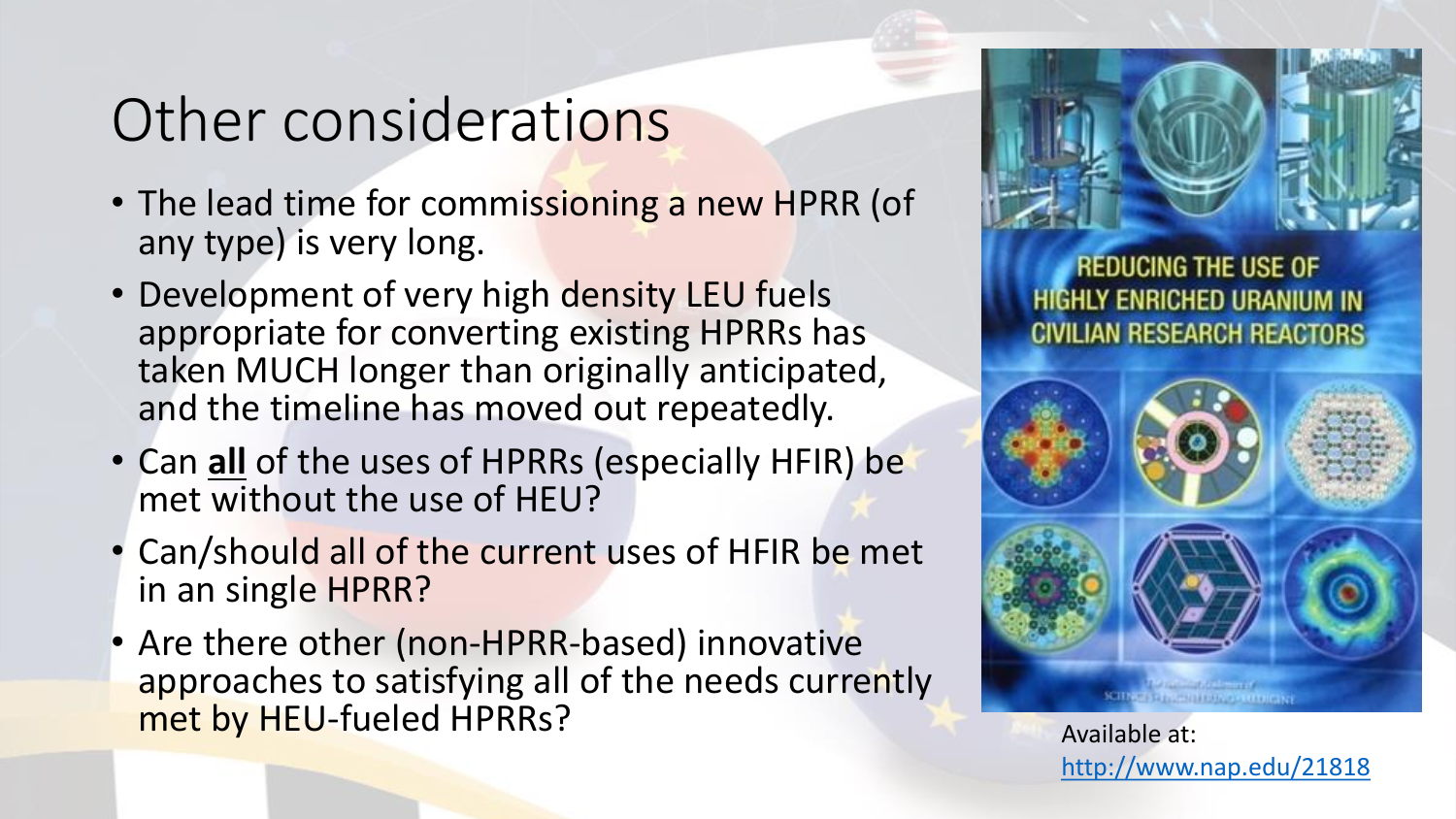# Other considerations

- The lead time for commissioning a new HPRR (of any type) is very long.
- Development of very high density LEU fuels appropriate for converting existing HPRRs has taken MUCH longer than originally anticipated, and the timeline has moved out repeatedly.
- Can **all** of the uses of HPRRs (especially HFIR) be met without the use of HEU?
- Can/should all of the current uses of HFIR be met in an single HPRR?
- Are there other (non-HPRR-based) innovative approaches to satisfying all of the needs currently met by HEU-fueled HPRRs?

REDUCING THE USE OF HIGHLY ENRICHED URANIUM IN CIVILIAN RESEARCH REACTORS

Available at: http://www.nap.edu/21818